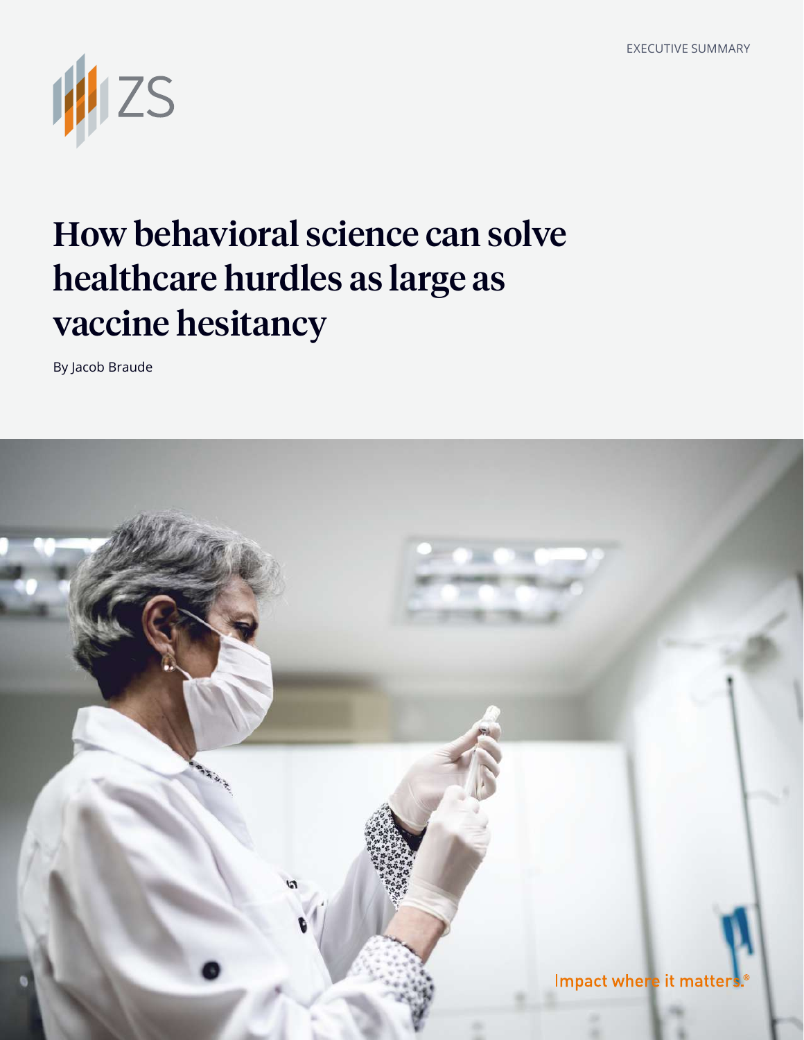EXECUTIVE SUMMARY

ZS

# How behavioral science can solve healthcare hurdles as large as vaccine hesitancy

By Jacob Braude

Impact where it matters.®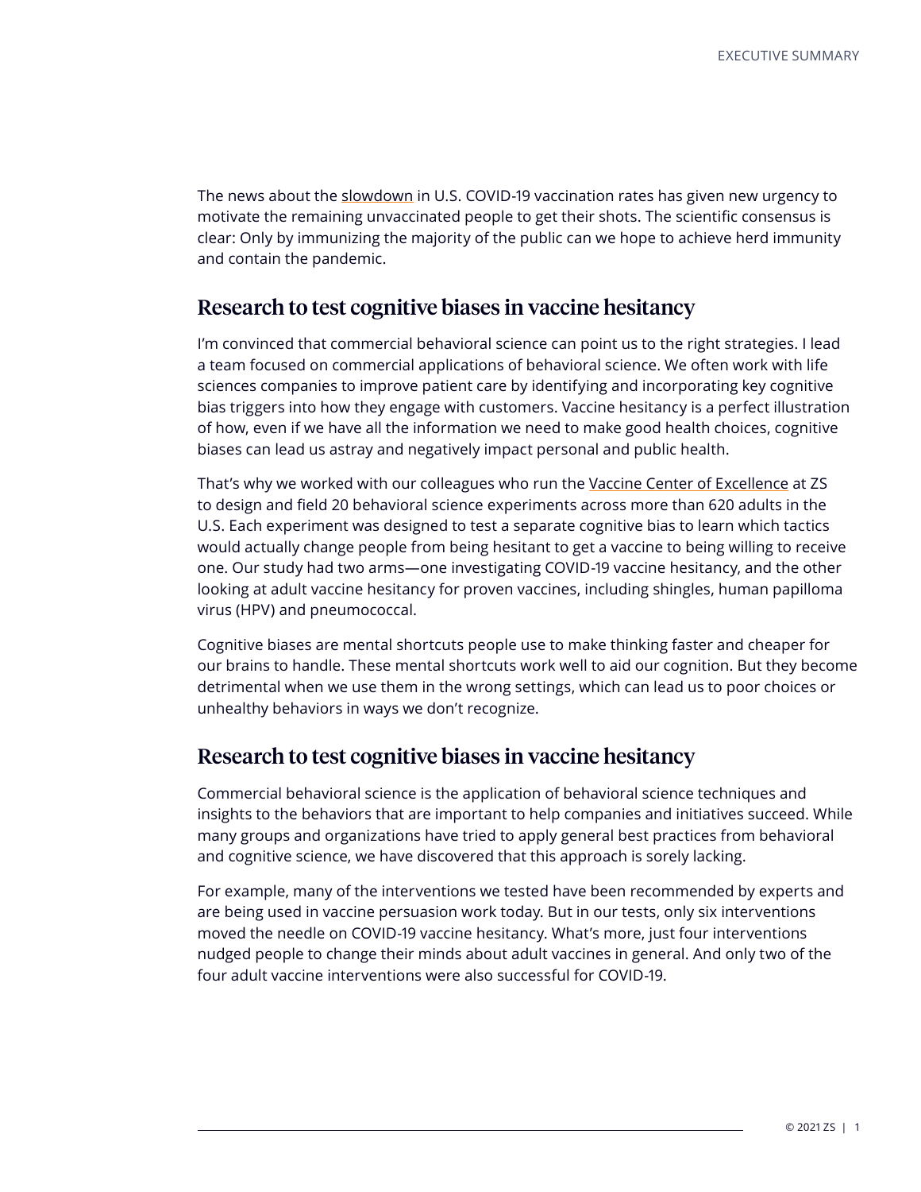The news about the slowdown in U.S. COVID-19 vaccination rates has given new urgency to motivate the remaining unvaccinated people to get their shots. The scientific consensus is clear: Only by immunizing the majority of the public can we hope to achieve herd immunity and contain the pandemic.

## Research to test cognitive biases in vaccine hesitancy

I'm convinced that commercial behavioral science can point us to the right strategies. I lead a team focused on commercial applications of behavioral science. We often work with life sciences companies to improve patient care by identifying and incorporating key cognitive bias triggers into how they engage with customers. Vaccine hesitancy is a perfect illustration of how, even if we have all the information we need to make good health choices, cognitive biases can lead us astray and negatively impact personal and public health.

That's why we worked with our colleagues who run the Vaccine Center of Excellence at ZS to design and field 20 behavioral science experiments across more than 620 adults in the U.S. Each experiment was designed to test a separate cognitive bias to learn which tactics would actually change people from being hesitant to get a vaccine to being willing to receive one. Our study had two arms—one investigating COVID-19 vaccine hesitancy, and the other looking at adult vaccine hesitancy for proven vaccines, including shingles, human papilloma virus (HPV) and pneumococcal.

Cognitive biases are mental shortcuts people use to make thinking faster and cheaper for our brains to handle. These mental shortcuts work well to aid our cognition. But they become detrimental when we use them in the wrong settings, which can lead us to poor choices or unhealthy behaviors in ways we don't recognize.

## Research to test cognitive biases in vaccine hesitancy

Commercial behavioral science is the application of behavioral science techniques and insights to the behaviors that are important to help companies and initiatives succeed. While many groups and organizations have tried to apply general best practices from behavioral and cognitive science, we have discovered that this approach is sorely lacking.

For example, many of the interventions we tested have been recommended by experts and are being used in vaccine persuasion work today. But in our tests, only six interventions moved the needle on COVID-19 vaccine hesitancy. What's more, just four interventions nudged people to change their minds about adult vaccines in general. And only two of the four adult vaccine interventions were also successful for COVID-19.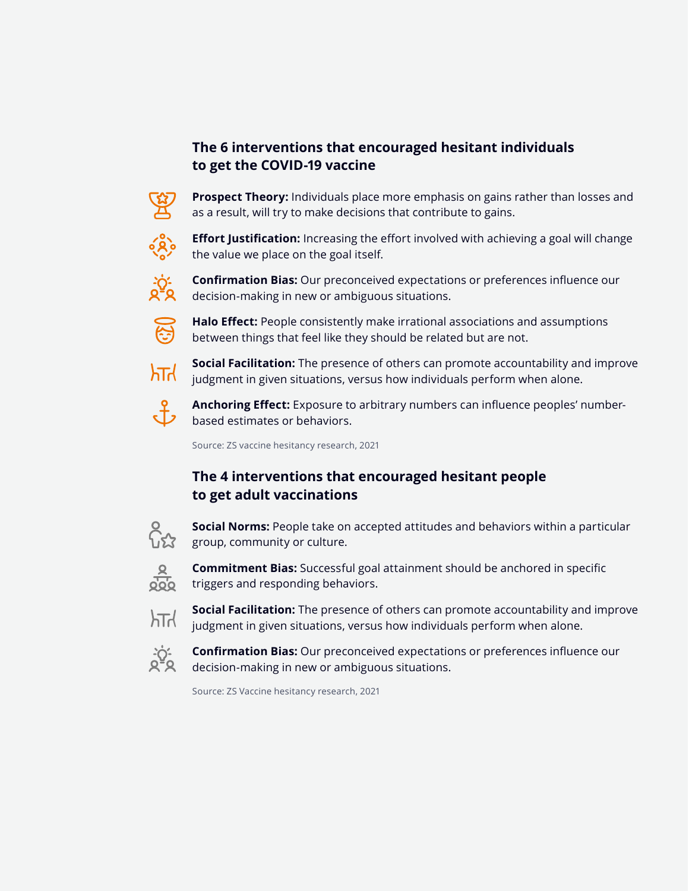## The 6 interventions that encouraged hesitant individuals to get the COVID-19 vaccine

**Prospect Theory:** Individuals place more emphasis on gains rather than losses and as a result, will try to make decisions that contribute to gains.

**Effort Justification:** Increasing the effort involved with achieving a goal will change the value we place on the goal itself.

**Confirmation Bias:** Our preconceived expectations or preferences influence our decision-making in new or ambiguous situations.

**Halo Effect:** People consistently make irrational associations and assumptions between things that feel like they should be related but are not.

**Social Facilitation:** The presence of others can promote accountability and improve judgment in given situations, versus how individuals perform when alone.

**Anchoring Effect:** Exposure to arbitrary numbers can influence peoples' number-based estimates or behaviors.

Source: ZS vaccine hesitancy research, 2021

## The 4 interventions that encouraged hesitant people to get adult vaccinations

**Social Norms:** People take on accepted attitudes and behaviors within a particular group, community or culture.

**Commitment Bias:** Successful goal attainment should be anchored in specific triggers and responding behaviors.

**Social Facilitation:** The presence of others can promote accountability and improve judgment in given situations, versus how individuals perform when alone.

**Confirmation Bias:** Our preconceived expectations or preferences influence our decision-making in new or ambiguous situations.

Source: ZS Vaccine hesitancy research, 2021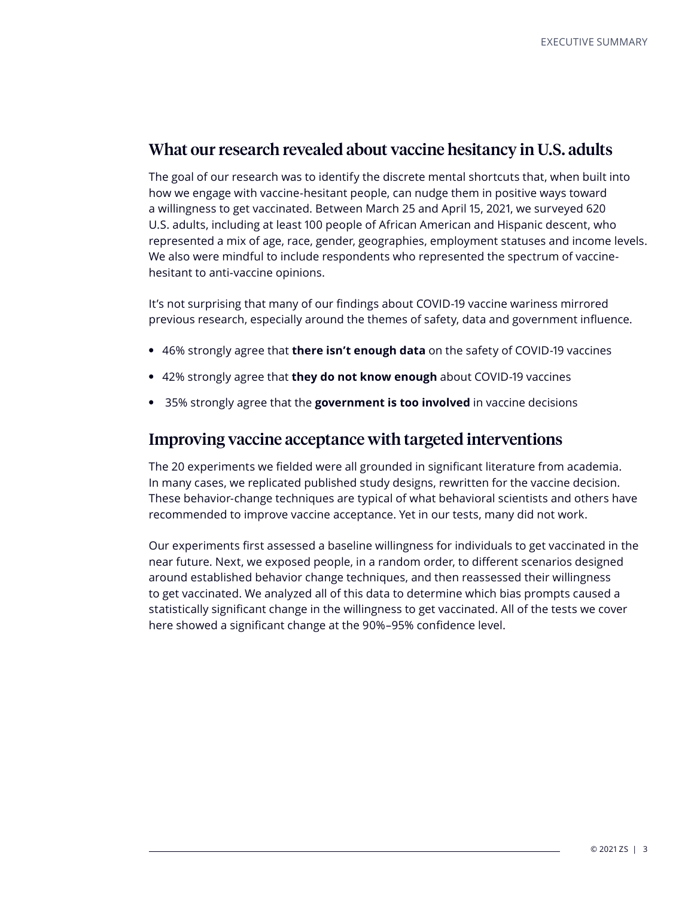## What our research revealed about vaccine hesitancy in U.S. adults

The goal of our research was to identify the discrete mental shortcuts that, when built into how we engage with vaccine-hesitant people, can nudge them in positive ways toward a willingness to get vaccinated. Between March 25 and April 15, 2021, we surveyed 620 U.S. adults, including at least 100 people of African American and Hispanic descent, who represented a mix of age, race, gender, geographies, employment statuses and income levels. We also were mindful to include respondents who represented the spectrum of vaccine-hesitant to anti-vaccine opinions.

It's not surprising that many of our findings about COVID-19 vaccine wariness mirrored previous research, especially around the themes of safety, data and government influence.

- 46% strongly agree that **there isn't enough data** on the safety of COVID-19 vaccines
- 42% strongly agree that **they do not know enough** about COVID-19 vaccines
- 35% strongly agree that the **government is too involved** in vaccine decisions

## Improving vaccine acceptance with targeted interventions

The 20 experiments we fielded were all grounded in significant literature from academia. In many cases, we replicated published study designs, rewritten for the vaccine decision. These behavior-change techniques are typical of what behavioral scientists and others have recommended to improve vaccine acceptance. Yet in our tests, many did not work.

Our experiments first assessed a baseline willingness for individuals to get vaccinated in the near future. Next, we exposed people, in a random order, to different scenarios designed around established behavior change techniques, and then reassessed their willingness to get vaccinated. We analyzed all of this data to determine which bias prompts caused a statistically significant change in the willingness to get vaccinated. All of the tests we cover here showed a significant change at the 90%–95% confidence level.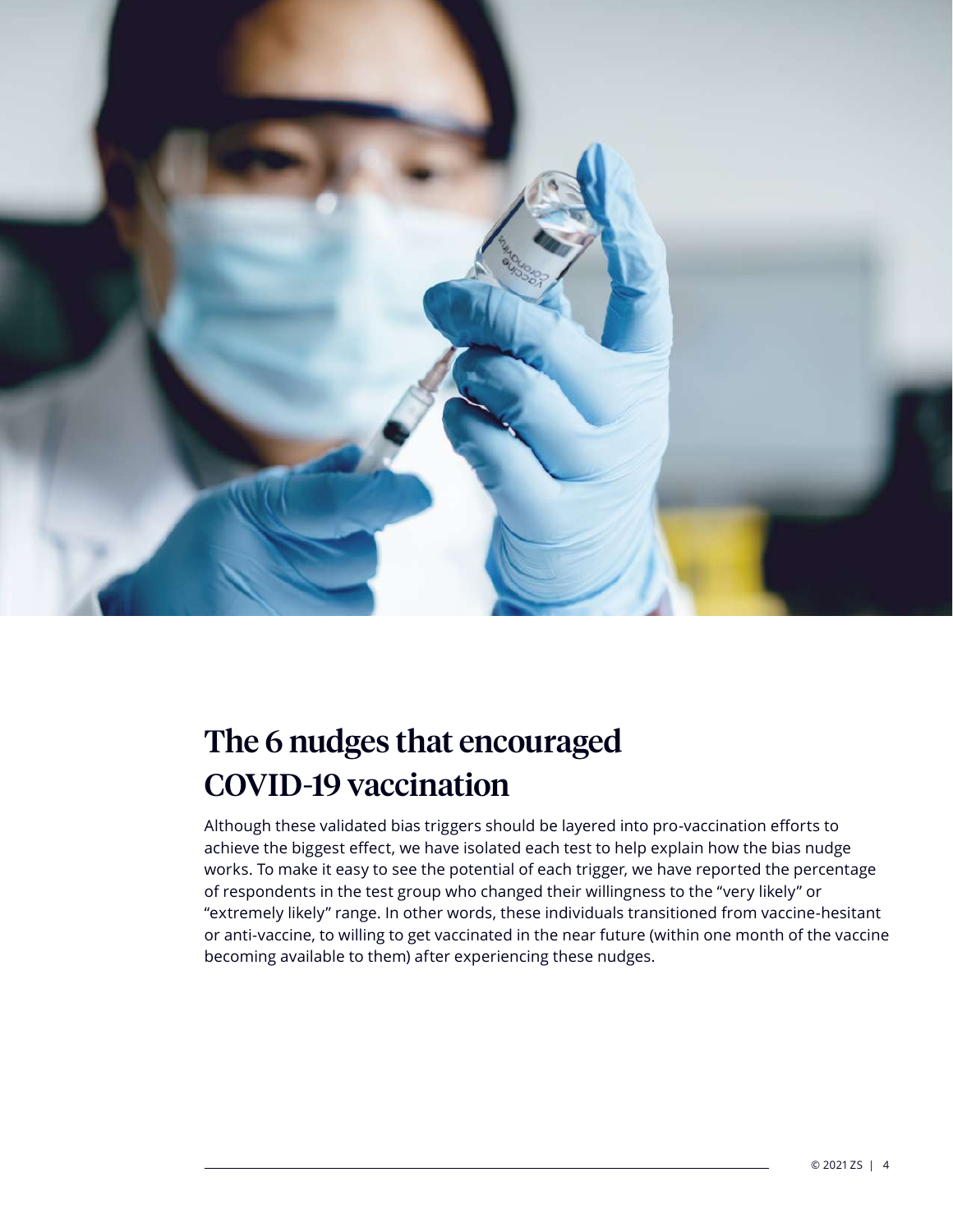## The 6 nudges that encouraged COVID-19 vaccination

Although these validated bias triggers should be layered into pro-vaccination efforts to achieve the biggest effect, we have isolated each test to help explain how the bias nudge works. To make it easy to see the potential of each trigger, we have reported the percentage of respondents in the test group who changed their willingness to the "very likely" or "extremely likely" range. In other words, these individuals transitioned from vaccine-hesitant or anti-vaccine, to willing to get vaccinated in the near future (within one month of the vaccine becoming available to them) after experiencing these nudges.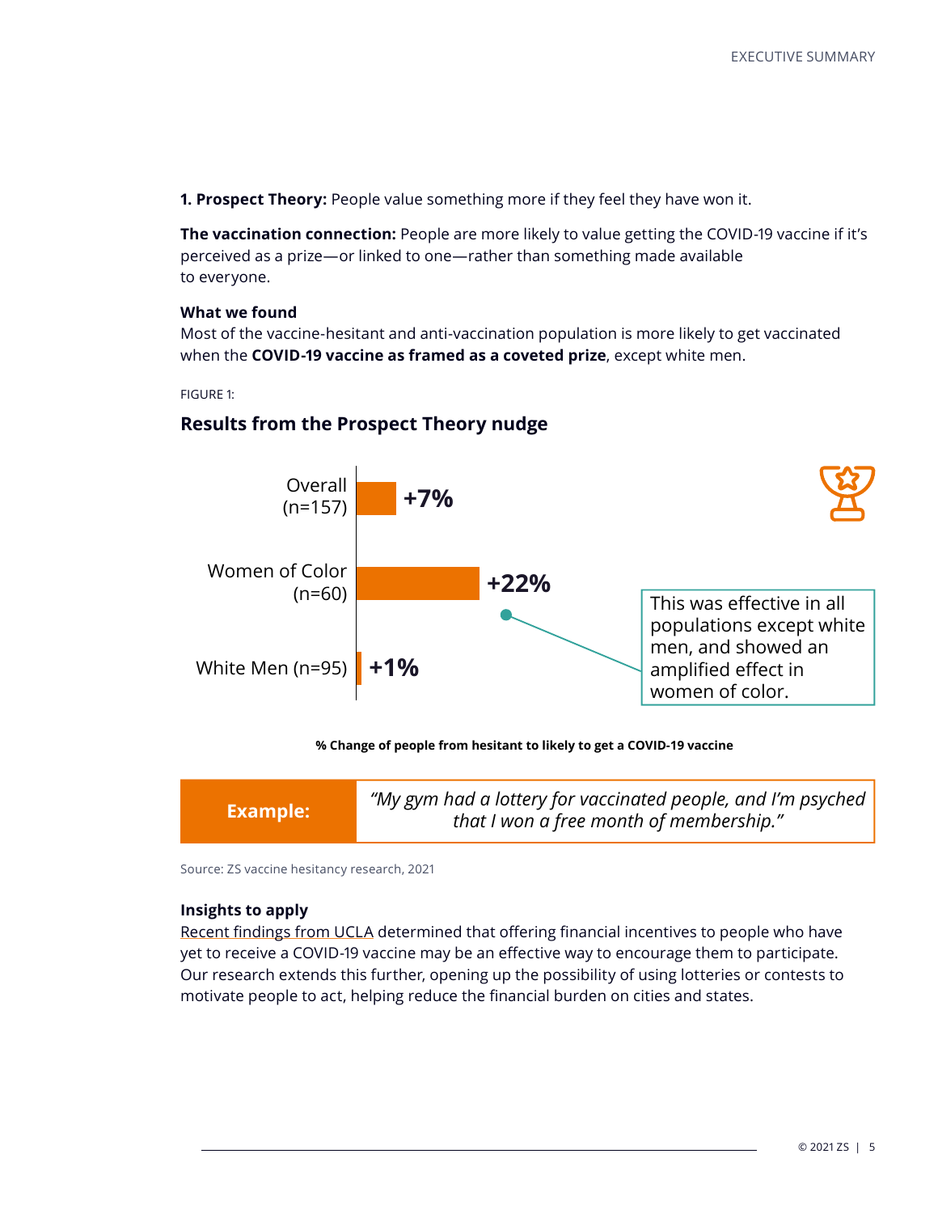**1. Prospect Theory:** People value something more if they feel they have won it.

**The vaccination connection:** People are more likely to value getting the COVID-19 vaccine if it's perceived as a prize—or linked to one—rather than something made available to everyone.

**What we found**
Most of the vaccine-hesitant and anti-vaccination population is more likely to get vaccinated when the **COVID-19 vaccine as framed as a coveted prize**, except white men.

FIGURE 1:

### Results from the Prospect Theory nudge

Overall (n=157)
+7%

Women of Color (n=60)
+22%

White Men (n=95)
+1%

This was effective in all populations except white men, and showed an amplified effect in women of color.

**% Change of people from hesitant to likely to get a COVID-19 vaccine**

| | |
|---|---|
| **Example:** | *"My gym had a lottery for vaccinated people, and I'm psyched that I won a free month of membership."* |

Source: ZS vaccine hesitancy research, 2021

**Insights to apply**
Recent findings from UCLA determined that offering financial incentives to people who have yet to receive a COVID-19 vaccine may be an effective way to encourage them to participate. Our research extends this further, opening up the possibility of using lotteries or contests to motivate people to act, helping reduce the financial burden on cities and states.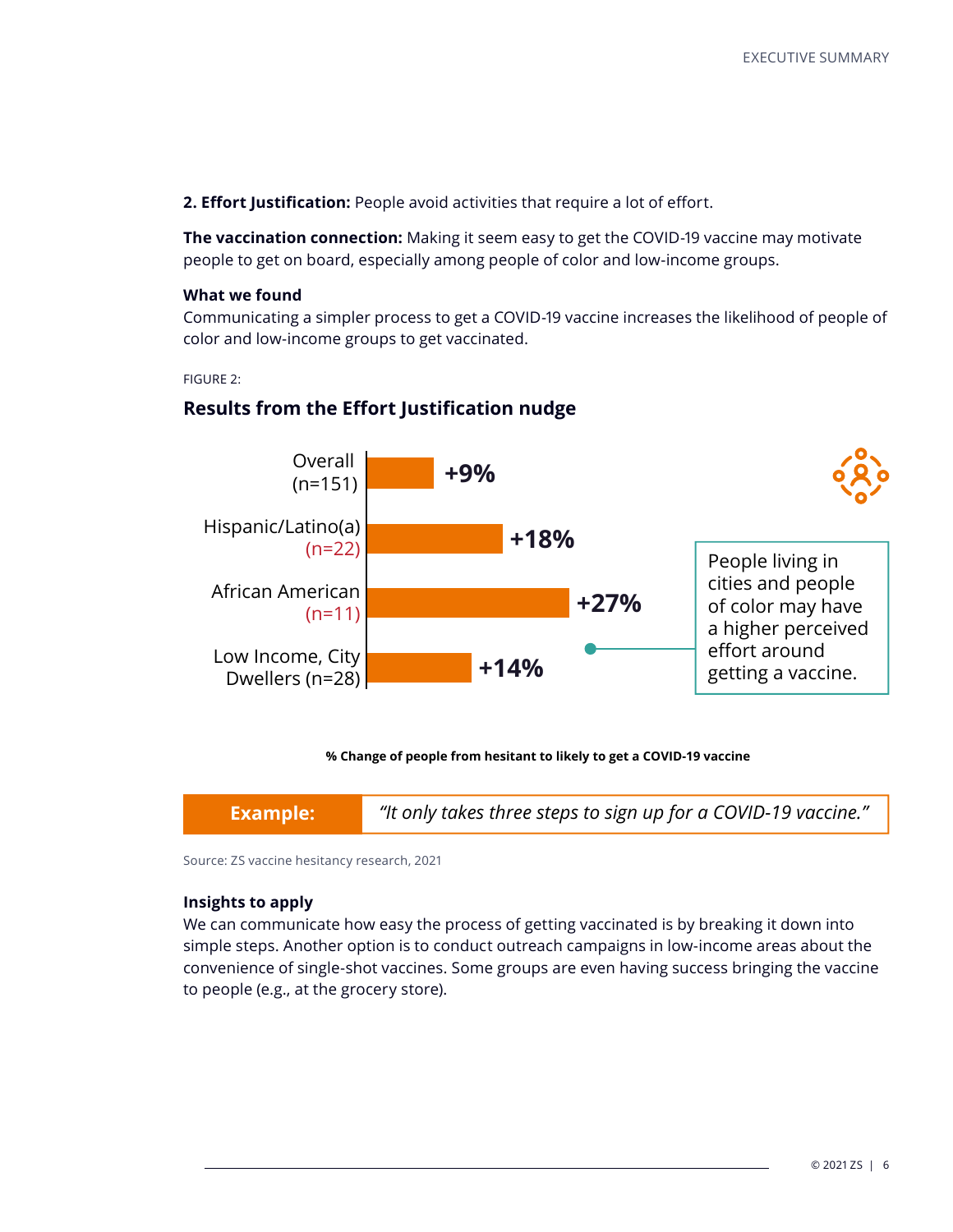**2. Effort Justification:** People avoid activities that require a lot of effort.

**The vaccination connection:** Making it seem easy to get the COVID-19 vaccine may motivate people to get on board, especially among people of color and low-income groups.

**What we found**

Communicating a simpler process to get a COVID-19 vaccine increases the likelihood of people of color and low-income groups to get vaccinated.

FIGURE 2:

## Results from the Effort Justification nudge

Overall (n=151)
+9%

Hispanic/Latino(a) (n=22)
+18%

African American (n=11)
+27%

Low Income, City Dwellers (n=28)
+14%

People living in cities and people of color may have a higher perceived effort around getting a vaccine.

**% Change of people from hesitant to likely to get a COVID-19 vaccine**

| | |
|---|---|
| **Example:** | *"It only takes three steps to sign up for a COVID-19 vaccine."* |

Source: ZS vaccine hesitancy research, 2021

**Insights to apply**

We can communicate how easy the process of getting vaccinated is by breaking it down into simple steps. Another option is to conduct outreach campaigns in low-income areas about the convenience of single-shot vaccines. Some groups are even having success bringing the vaccine to people (e.g., at the grocery store).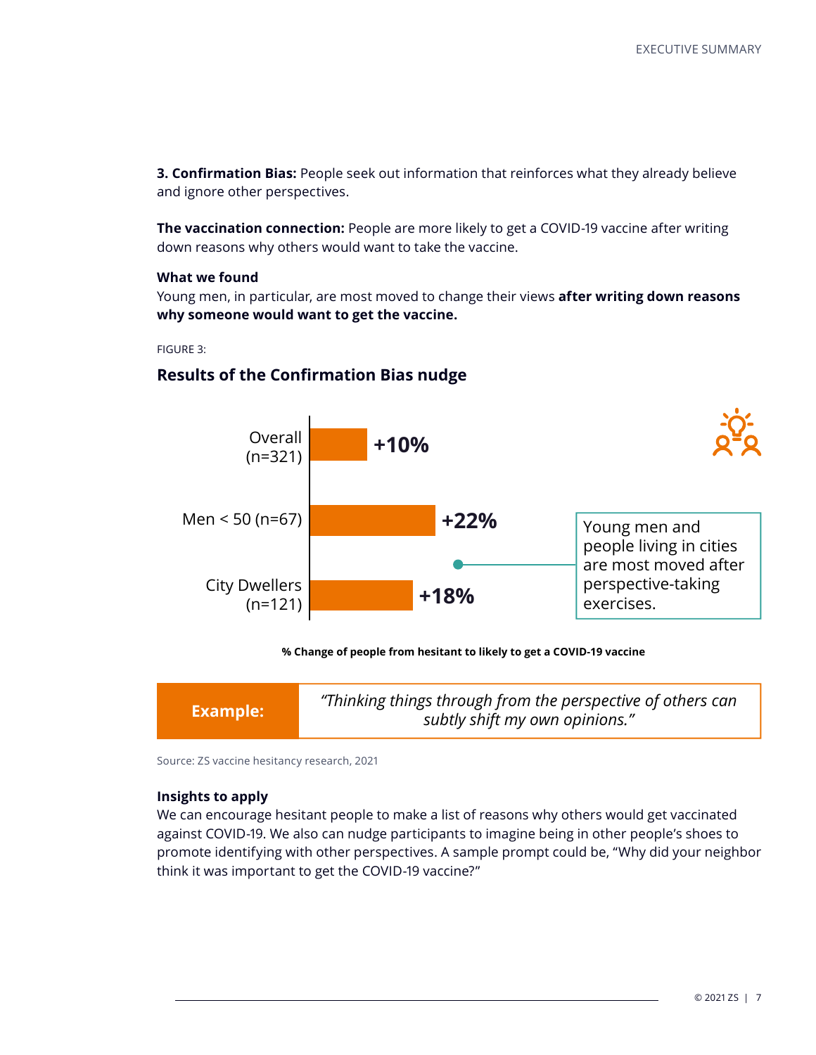**3. Confirmation Bias:** People seek out information that reinforces what they already believe and ignore other perspectives.

**The vaccination connection:** People are more likely to get a COVID-19 vaccine after writing down reasons why others would want to take the vaccine.

**What we found**

Young men, in particular, are most moved to change their views **after writing down reasons why someone would want to get the vaccine.**

FIGURE 3:

### Results of the Confirmation Bias nudge

Overall (n=321)
+10%

Men < 50 (n=67)
+22%

City Dwellers (n=121)
+18%

Young men and people living in cities are most moved after perspective-taking exercises.

**% Change of people from hesitant to likely to get a COVID-19 vaccine**

**Example:** *"Thinking things through from the perspective of others can subtly shift my own opinions."*

Source: ZS vaccine hesitancy research, 2021

**Insights to apply**

We can encourage hesitant people to make a list of reasons why others would get vaccinated against COVID-19. We also can nudge participants to imagine being in other people's shoes to promote identifying with other perspectives. A sample prompt could be, "Why did your neighbor think it was important to get the COVID-19 vaccine?"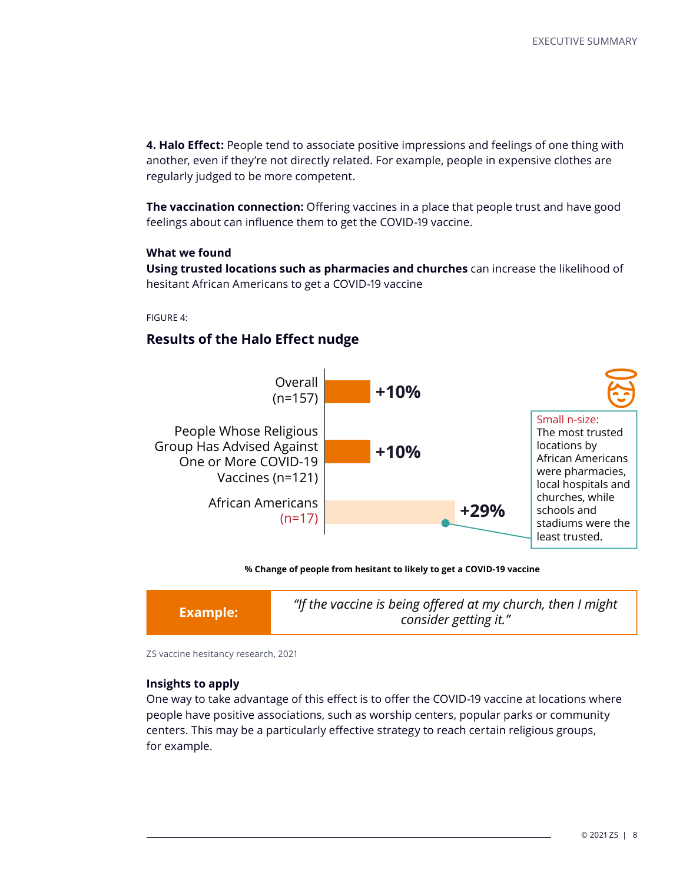**4. Halo Effect:** People tend to associate positive impressions and feelings of one thing with another, even if they're not directly related. For example, people in expensive clothes are regularly judged to be more competent.

**The vaccination connection:** Offering vaccines in a place that people trust and have good feelings about can influence them to get the COVID-19 vaccine.

**What we found**

**Using trusted locations such as pharmacies and churches** can increase the likelihood of hesitant African Americans to get a COVID-19 vaccine

FIGURE 4:

## Results of the Halo Effect nudge

Overall (n=157) +10%

People Whose Religious Group Has Advised Against One or More COVID-19 Vaccines (n=121) +10%

African Americans (n=17) +29%

Small n-size: The most trusted locations by African Americans were pharmacies, local hospitals and churches, while schools and stadiums were the least trusted.

**% Change of people from hesitant to likely to get a COVID-19 vaccine**

| | |
|---|---|
| **Example:** | *"If the vaccine is being offered at my church, then I might consider getting it."* |

ZS vaccine hesitancy research, 2021

**Insights to apply**

One way to take advantage of this effect is to offer the COVID-19 vaccine at locations where people have positive associations, such as worship centers, popular parks or community centers. This may be a particularly effective strategy to reach certain religious groups, for example.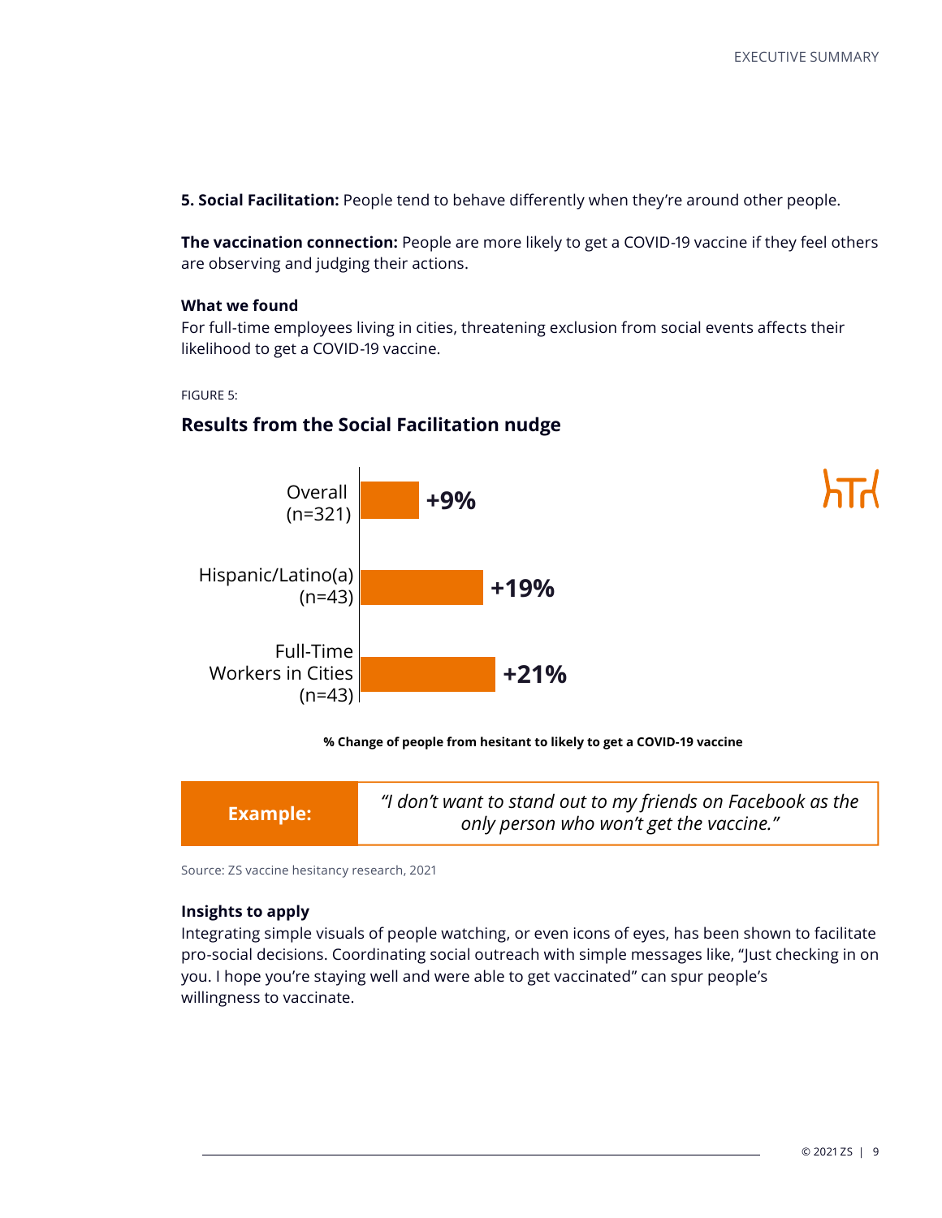**5. Social Facilitation:** People tend to behave differently when they're around other people.

**The vaccination connection:** People are more likely to get a COVID-19 vaccine if they feel others are observing and judging their actions.

**What we found**

For full-time employees living in cities, threatening exclusion from social events affects their likelihood to get a COVID-19 vaccine.

FIGURE 5:

## Results from the Social Facilitation nudge

Overall (n=321)
+9%

Hispanic/Latino(a) (n=43)
+19%

Full-Time Workers in Cities (n=43)
+21%

**% Change of people from hesitant to likely to get a COVID-19 vaccine**

| | |
|---|---|
| **Example:** | *"I don't want to stand out to my friends on Facebook as the only person who won't get the vaccine."* |

Source: ZS vaccine hesitancy research, 2021

**Insights to apply**

Integrating simple visuals of people watching, or even icons of eyes, has been shown to facilitate pro-social decisions. Coordinating social outreach with simple messages like, "Just checking in on you. I hope you're staying well and were able to get vaccinated" can spur people's willingness to vaccinate.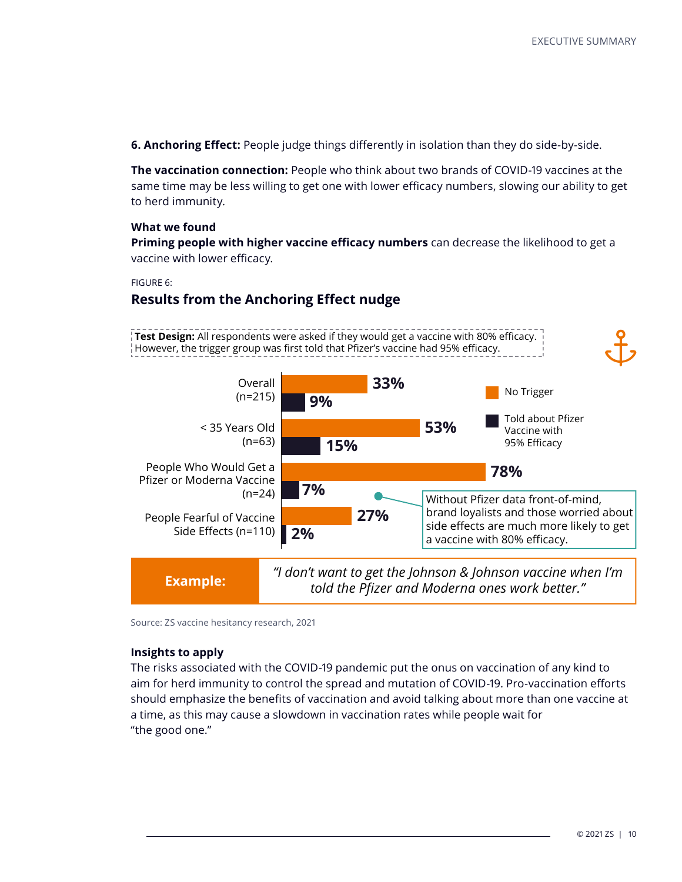**6. Anchoring Effect:** People judge things differently in isolation than they do side-by-side.

**The vaccination connection:** People who think about two brands of COVID-19 vaccines at the same time may be less willing to get one with lower efficacy numbers, slowing our ability to get to herd immunity.

**What we found**

**Priming people with higher vaccine efficacy numbers** can decrease the likelihood to get a vaccine with lower efficacy.

FIGURE 6:

## Results from the Anchoring Effect nudge

**Test Design:** All respondents were asked if they would get a vaccine with 80% efficacy. However, the trigger group was first told that Pfizer's vaccine had 95% efficacy.

No Trigger
Told about Pfizer Vaccine with 95% Efficacy

Overall (n=215)
33%
9%

< 35 Years Old (n=63)
53%
15%

People Who Would Get a Pfizer or Moderna Vaccine (n=24)
78%
7%

People Fearful of Vaccine Side Effects (n=110)
27%
2%

Without Pfizer data front-of-mind, brand loyalists and those worried about side effects are much more likely to get a vaccine with 80% efficacy.

**Example:** *"I don't want to get the Johnson & Johnson vaccine when I'm told the Pfizer and Moderna ones work better."*

Source: ZS vaccine hesitancy research, 2021

**Insights to apply**

The risks associated with the COVID-19 pandemic put the onus on vaccination of any kind to aim for herd immunity to control the spread and mutation of COVID-19. Pro-vaccination efforts should emphasize the benefits of vaccination and avoid talking about more than one vaccine at a time, as this may cause a slowdown in vaccination rates while people wait for "the good one."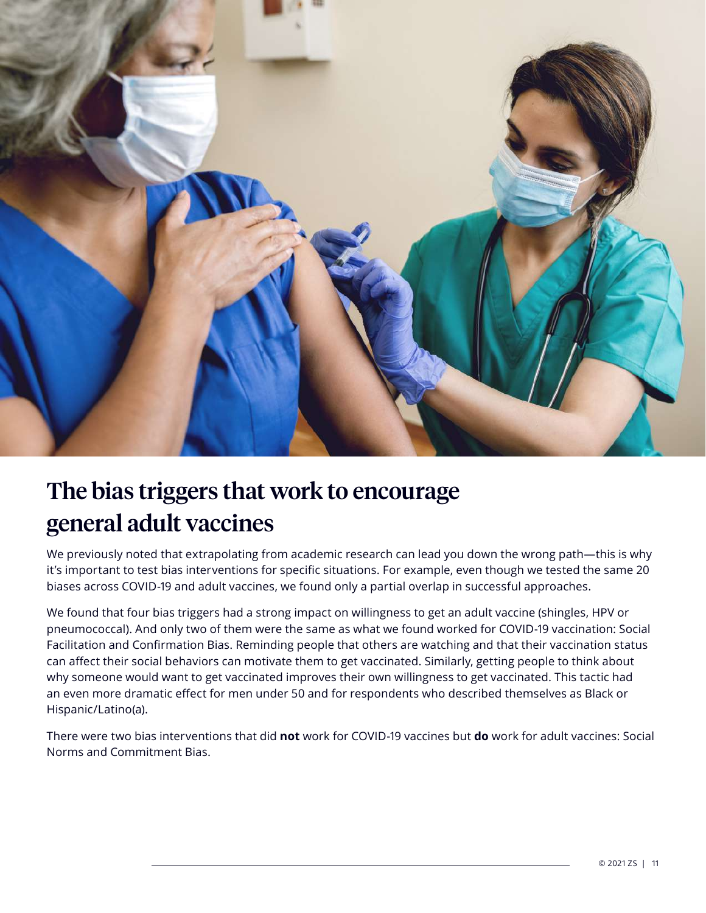# The bias triggers that work to encourage general adult vaccines

We previously noted that extrapolating from academic research can lead you down the wrong path—this is why it's important to test bias interventions for specific situations. For example, even though we tested the same 20 biases across COVID-19 and adult vaccines, we found only a partial overlap in successful approaches.

We found that four bias triggers had a strong impact on willingness to get an adult vaccine (shingles, HPV or pneumococcal). And only two of them were the same as what we found worked for COVID-19 vaccination: Social Facilitation and Confirmation Bias. Reminding people that others are watching and that their vaccination status can affect their social behaviors can motivate them to get vaccinated. Similarly, getting people to think about why someone would want to get vaccinated improves their own willingness to get vaccinated. This tactic had an even more dramatic effect for men under 50 and for respondents who described themselves as Black or Hispanic/Latino(a).

There were two bias interventions that did **not** work for COVID-19 vaccines but **do** work for adult vaccines: Social Norms and Commitment Bias.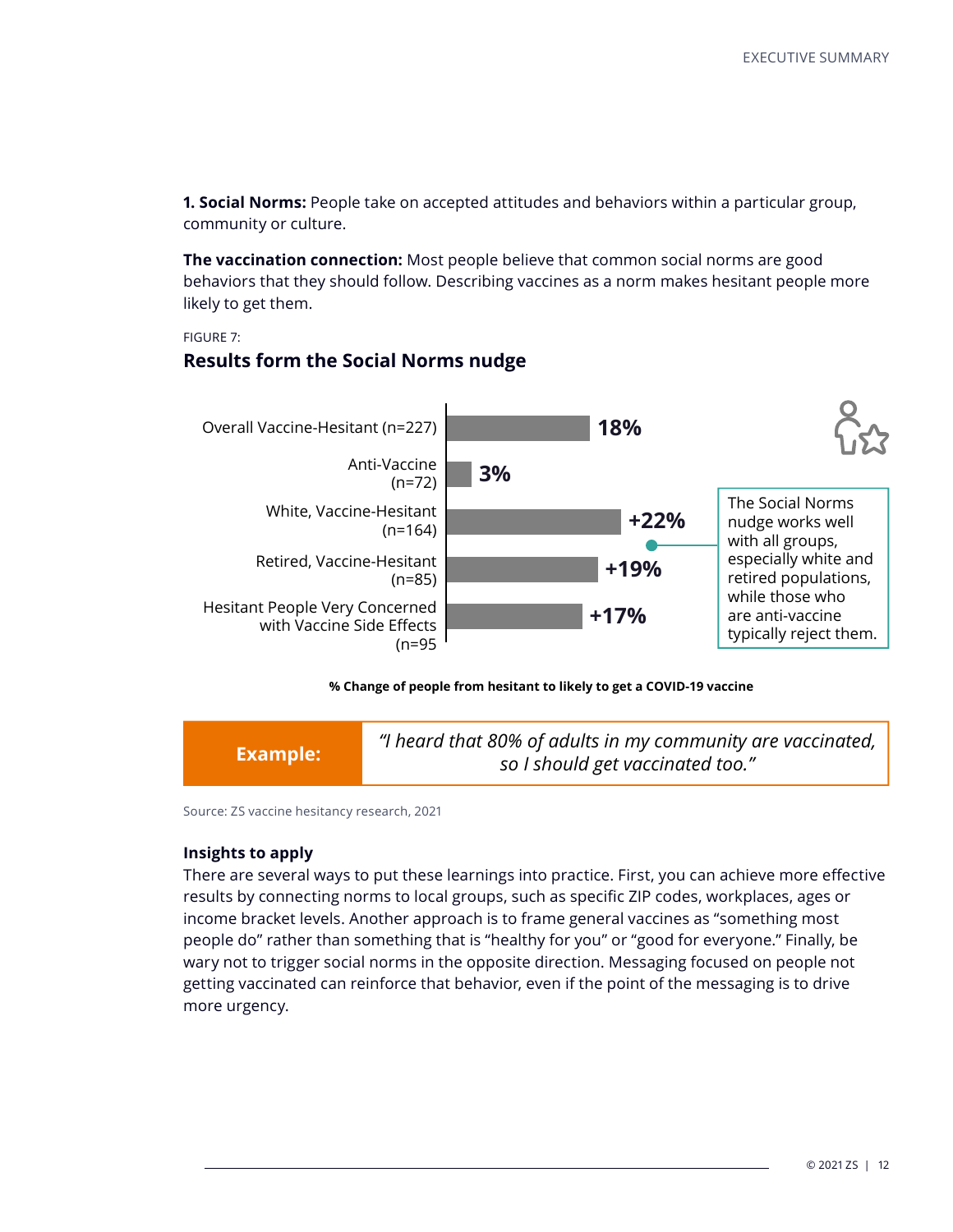**1. Social Norms:** People take on accepted attitudes and behaviors within a particular group, community or culture.

**The vaccination connection:** Most people believe that common social norms are good behaviors that they should follow. Describing vaccines as a norm makes hesitant people more likely to get them.

FIGURE 7:

### Results form the Social Norms nudge

Overall Vaccine-Hesitant (n=227) 18%

Anti-Vaccine (n=72) 3%

White, Vaccine-Hesitant (n=164) +22%

Retired, Vaccine-Hesitant (n=85) +19%

Hesitant People Very Concerned with Vaccine Side Effects (n=95 +17%

The Social Norms nudge works well with all groups, especially white and retired populations, while those who are anti-vaccine typically reject them.

**% Change of people from hesitant to likely to get a COVID-19 vaccine**

**Example:** *"I heard that 80% of adults in my community are vaccinated, so I should get vaccinated too."*

Source: ZS vaccine hesitancy research, 2021

**Insights to apply**

There are several ways to put these learnings into practice. First, you can achieve more effective results by connecting norms to local groups, such as specific ZIP codes, workplaces, ages or income bracket levels. Another approach is to frame general vaccines as "something most people do" rather than something that is "healthy for you" or "good for everyone." Finally, be wary not to trigger social norms in the opposite direction. Messaging focused on people not getting vaccinated can reinforce that behavior, even if the point of the messaging is to drive more urgency.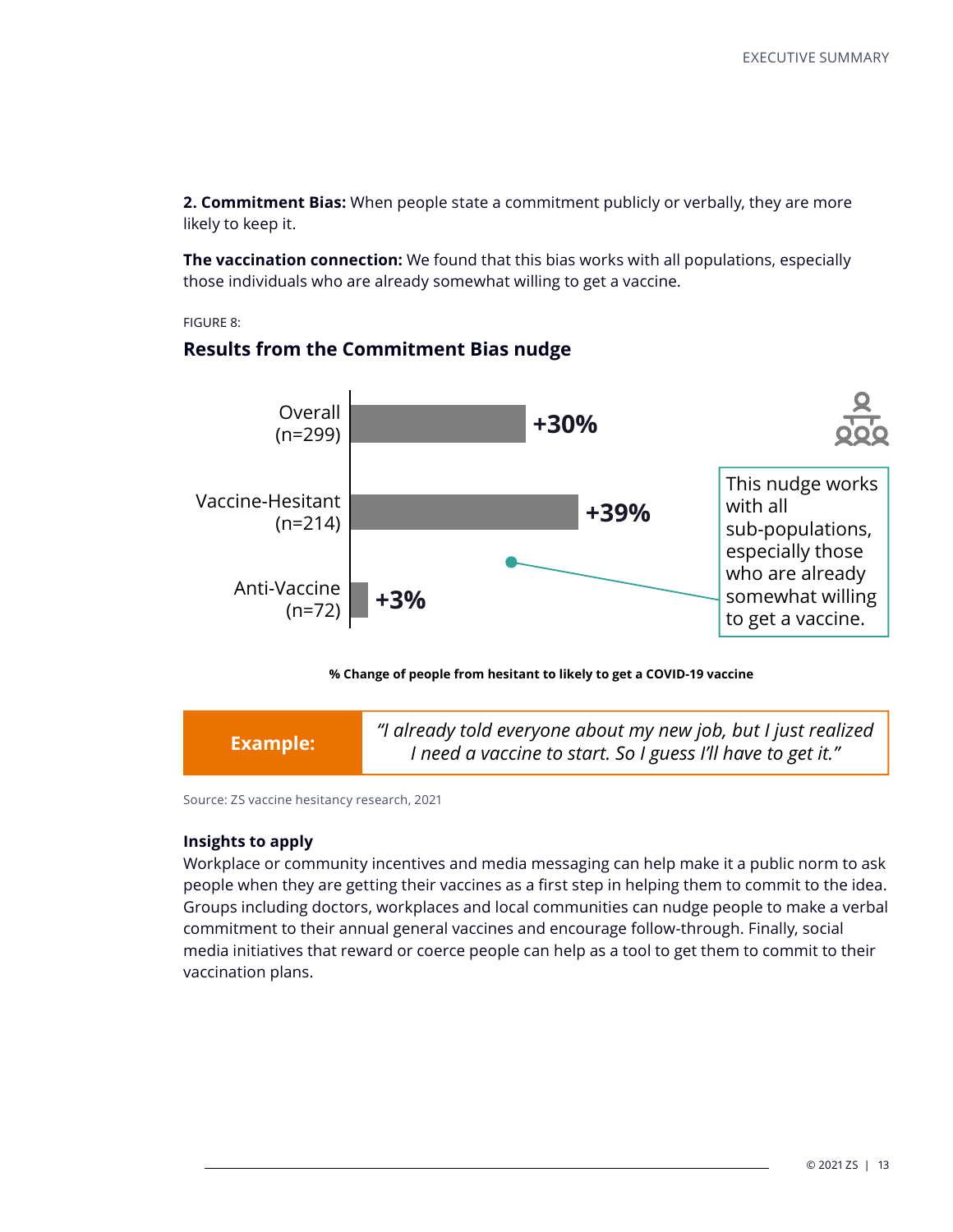**2. Commitment Bias:** When people state a commitment publicly or verbally, they are more likely to keep it.

**The vaccination connection:** We found that this bias works with all populations, especially those individuals who are already somewhat willing to get a vaccine.

FIGURE 8:

### Results from the Commitment Bias nudge

Overall (n=299) +30%

Vaccine-Hesitant (n=214) +39%

Anti-Vaccine (n=72) +3%

This nudge works with all sub-populations, especially those who are already somewhat willing to get a vaccine.

**% Change of people from hesitant to likely to get a COVID-19 vaccine**

**Example:** *"I already told everyone about my new job, but I just realized I need a vaccine to start. So I guess I'll have to get it."*

Source: ZS vaccine hesitancy research, 2021

**Insights to apply**

Workplace or community incentives and media messaging can help make it a public norm to ask people when they are getting their vaccines as a first step in helping them to commit to the idea. Groups including doctors, workplaces and local communities can nudge people to make a verbal commitment to their annual general vaccines and encourage follow-through. Finally, social media initiatives that reward or coerce people can help as a tool to get them to commit to their vaccination plans.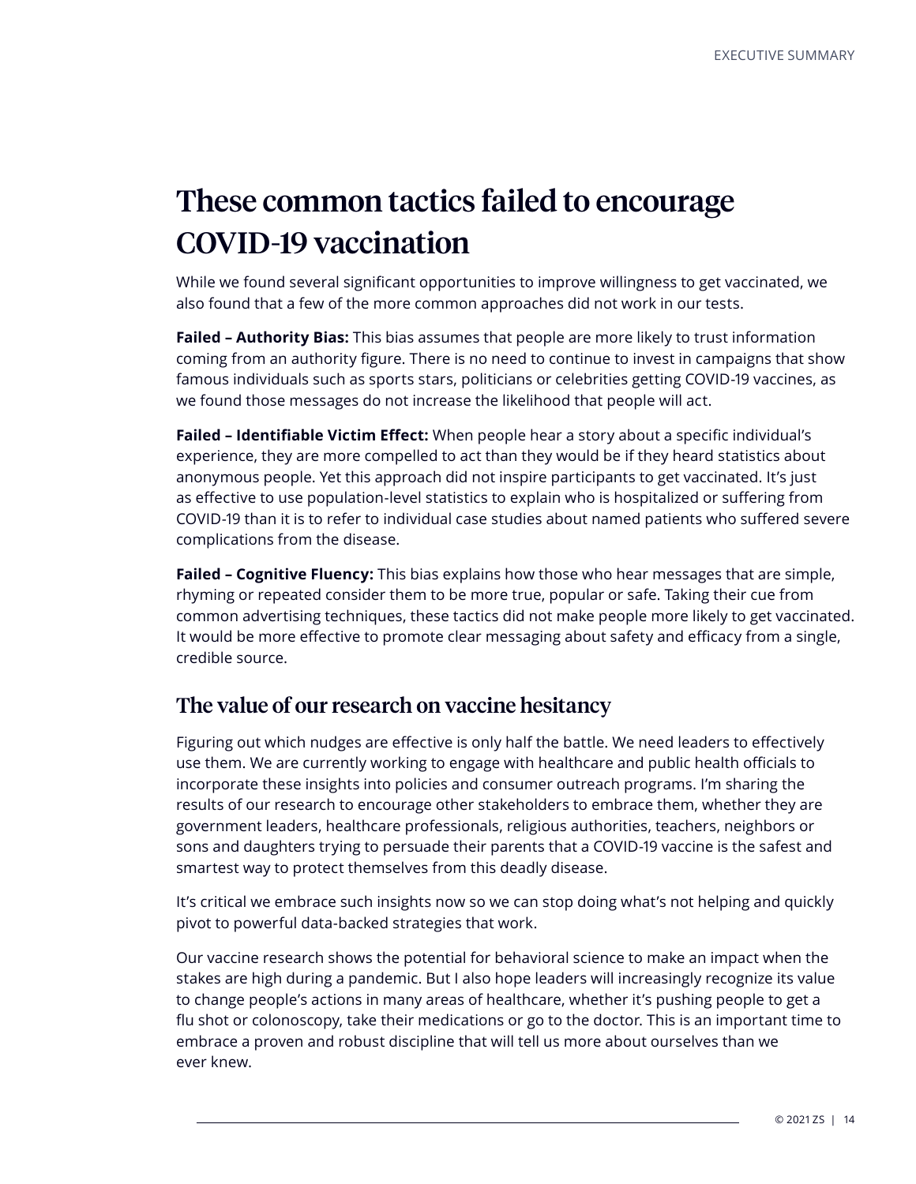# These common tactics failed to encourage COVID-19 vaccination

While we found several significant opportunities to improve willingness to get vaccinated, we also found that a few of the more common approaches did not work in our tests.

**Failed – Authority Bias:** This bias assumes that people are more likely to trust information coming from an authority figure. There is no need to continue to invest in campaigns that show famous individuals such as sports stars, politicians or celebrities getting COVID-19 vaccines, as we found those messages do not increase the likelihood that people will act.

**Failed – Identifiable Victim Effect:** When people hear a story about a specific individual's experience, they are more compelled to act than they would be if they heard statistics about anonymous people. Yet this approach did not inspire participants to get vaccinated. It's just as effective to use population-level statistics to explain who is hospitalized or suffering from COVID-19 than it is to refer to individual case studies about named patients who suffered severe complications from the disease.

**Failed – Cognitive Fluency:** This bias explains how those who hear messages that are simple, rhyming or repeated consider them to be more true, popular or safe. Taking their cue from common advertising techniques, these tactics did not make people more likely to get vaccinated. It would be more effective to promote clear messaging about safety and efficacy from a single, credible source.

## The value of our research on vaccine hesitancy

Figuring out which nudges are effective is only half the battle. We need leaders to effectively use them. We are currently working to engage with healthcare and public health officials to incorporate these insights into policies and consumer outreach programs. I'm sharing the results of our research to encourage other stakeholders to embrace them, whether they are government leaders, healthcare professionals, religious authorities, teachers, neighbors or sons and daughters trying to persuade their parents that a COVID-19 vaccine is the safest and smartest way to protect themselves from this deadly disease.

It's critical we embrace such insights now so we can stop doing what's not helping and quickly pivot to powerful data-backed strategies that work.

Our vaccine research shows the potential for behavioral science to make an impact when the stakes are high during a pandemic. But I also hope leaders will increasingly recognize its value to change people's actions in many areas of healthcare, whether it's pushing people to get a flu shot or colonoscopy, take their medications or go to the doctor. This is an important time to embrace a proven and robust discipline that will tell us more about ourselves than we ever knew.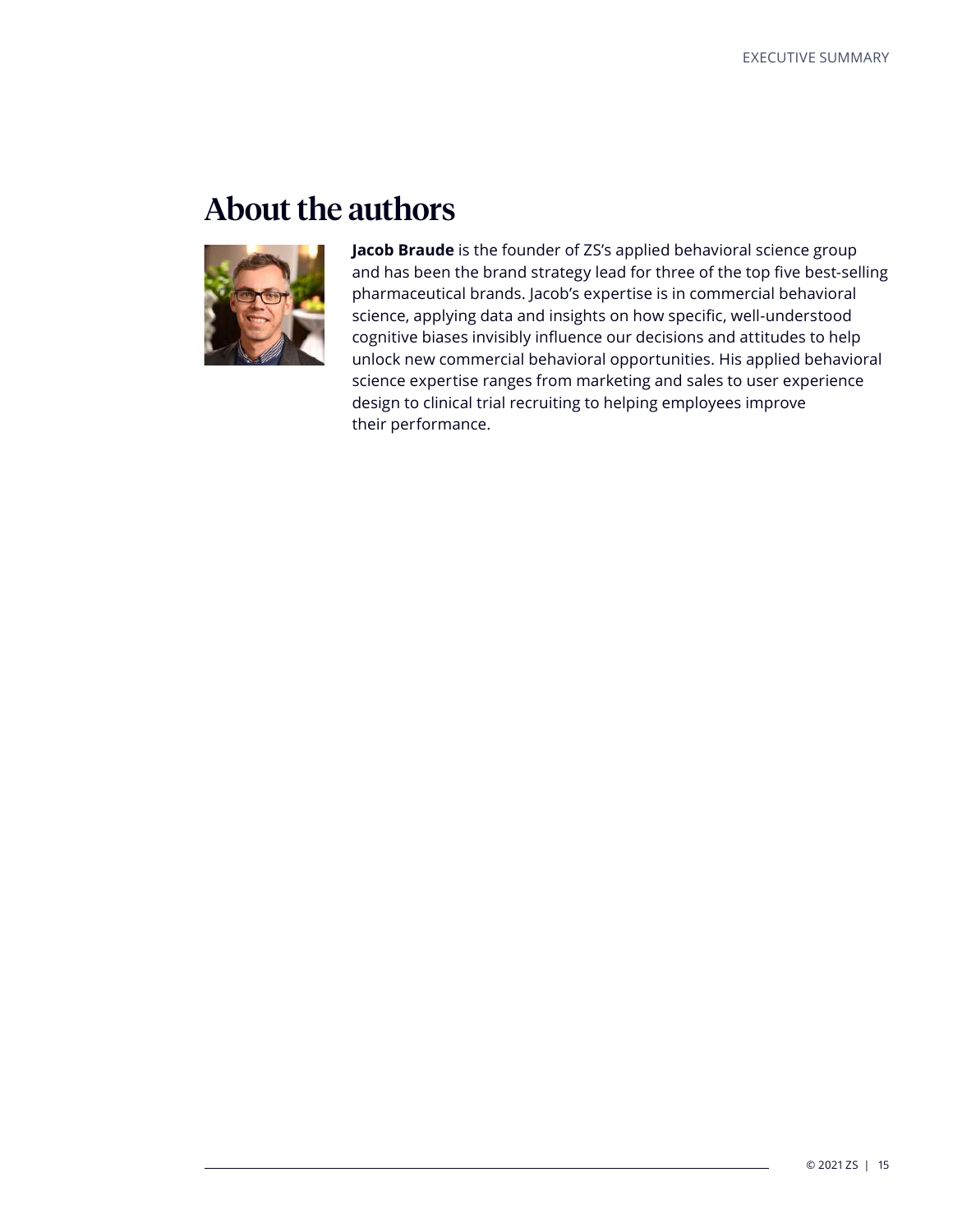## About the authors

**Jacob Braude** is the founder of ZS's applied behavioral science group and has been the brand strategy lead for three of the top five best-selling pharmaceutical brands. Jacob's expertise is in commercial behavioral science, applying data and insights on how specific, well-understood cognitive biases invisibly influence our decisions and attitudes to help unlock new commercial behavioral opportunities. His applied behavioral science expertise ranges from marketing and sales to user experience design to clinical trial recruiting to helping employees improve their performance.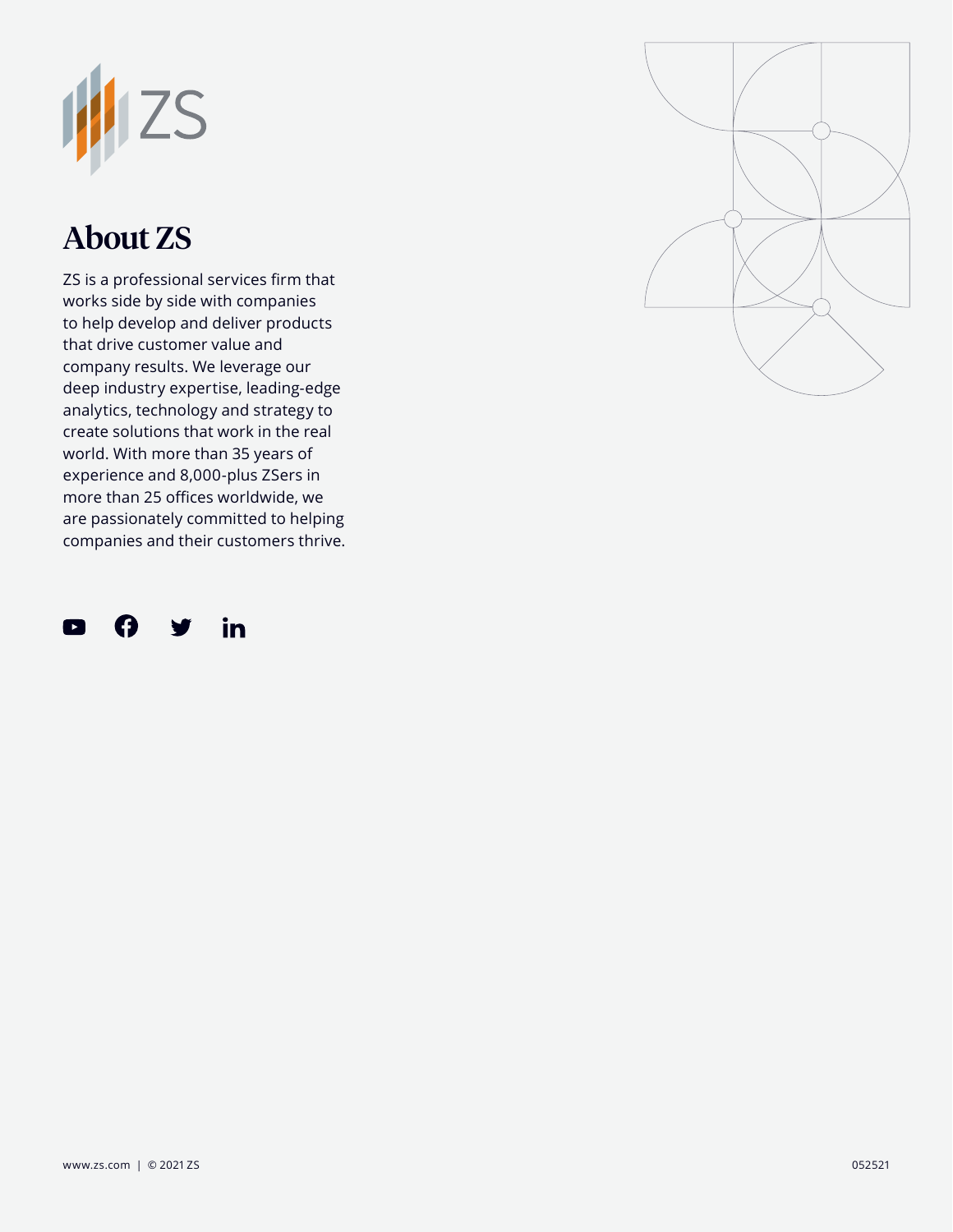## About ZS

ZS is a professional services firm that works side by side with companies to help develop and deliver products that drive customer value and company results. We leverage our deep industry expertise, leading-edge analytics, technology and strategy to create solutions that work in the real world. With more than 35 years of experience and 8,000-plus ZSers in more than 25 offices worldwide, we are passionately committed to helping companies and their customers thrive.

www.zs.com | © 2021 ZS

052521